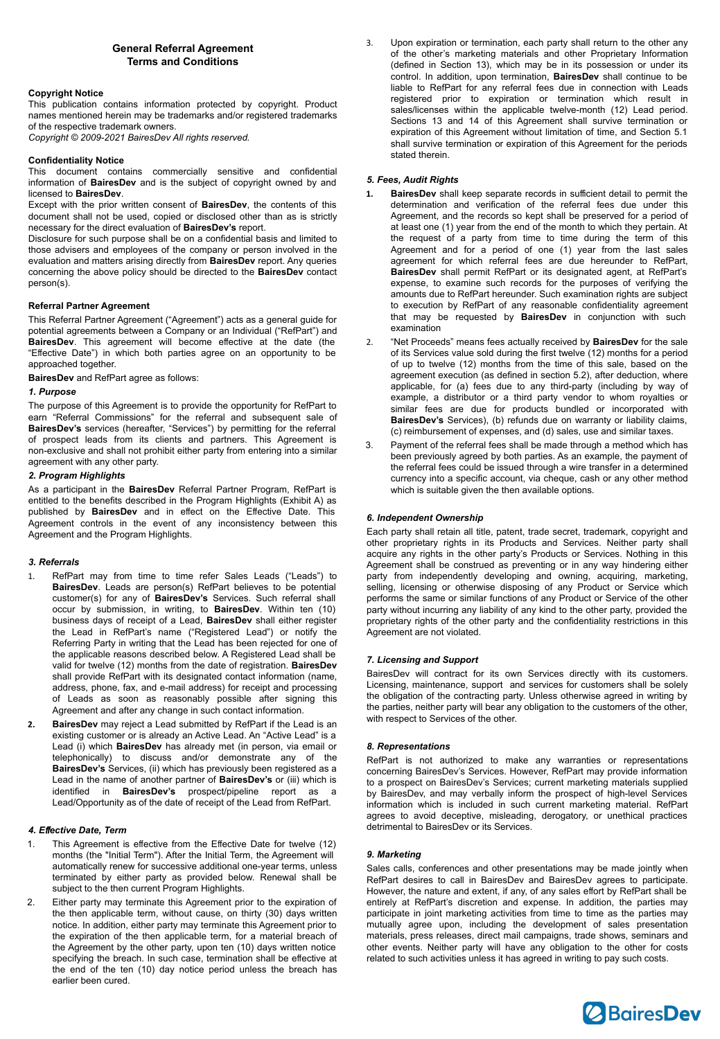# General Referral Agreement
# Terms and Conditions

**Copyright Notice**

This publication contains information protected by copyright. Product names mentioned herein may be trademarks and/or registered trademarks of the respective trademark owners.

*Copyright © 2009-2021 BairesDev All rights reserved.*

**Confidentiality Notice**

This document contains commercially sensitive and confidential information of **BairesDev** and is the subject of copyright owned by and licensed to **BairesDev**.

Except with the prior written consent of **BairesDev**, the contents of this document shall not be used, copied or disclosed other than as is strictly necessary for the direct evaluation of **BairesDev's** report.

Disclosure for such purpose shall be on a confidential basis and limited to those advisers and employees of the company or person involved in the evaluation and matters arising directly from **BairesDev** report. Any queries concerning the above policy should be directed to the **BairesDev** contact person(s).

**Referral Partner Agreement**

This Referral Partner Agreement ("Agreement") acts as a general guide for potential agreements between a Company or an Individual ("RefPart") and **BairesDev**. This agreement will become effective at the date (the "Effective Date") in which both parties agree on an opportunity to be approached together.

**BairesDev** and RefPart agree as follows:

***1. Purpose***

The purpose of this Agreement is to provide the opportunity for RefPart to earn "Referral Commissions" for the referral and subsequent sale of **BairesDev's** services (hereafter, "Services") by permitting for the referral of prospect leads from its clients and partners. This Agreement is non-exclusive and shall not prohibit either party from entering into a similar agreement with any other party.

***2. Program Highlights***

As a participant in the **BairesDev** Referral Partner Program, RefPart is entitled to the benefits described in the Program Highlights (Exhibit A) as published by **BairesDev** and in effect on the Effective Date. This Agreement controls in the event of any inconsistency between this Agreement and the Program Highlights.

***3. Referrals***

1. RefPart may from time to time refer Sales Leads ("Leads") to **BairesDev**. Leads are person(s) RefPart believes to be potential customer(s) for any of **BairesDev's** Services. Such referral shall occur by submission, in writing, to **BairesDev**. Within ten (10) business days of receipt of a Lead, **BairesDev** shall either register the Lead in RefPart's name ("Registered Lead") or notify the Referring Party in writing that the Lead has been rejected for one of the applicable reasons described below. A Registered Lead shall be valid for twelve (12) months from the date of registration. **BairesDev** shall provide RefPart with its designated contact information (name, address, phone, fax, and e-mail address) for receipt and processing of Leads as soon as reasonably possible after signing this Agreement and after any change in such contact information.
2. **BairesDev** may reject a Lead submitted by RefPart if the Lead is an existing customer or is already an Active Lead. An "Active Lead" is a Lead (i) which **BairesDev** has already met (in person, via email or telephonically) to discuss and/or demonstrate any of the **BairesDev's** Services, (ii) which has previously been registered as a Lead in the name of another partner of **BairesDev's** or (iii) which is identified in **BairesDev's** prospect/pipeline report as a Lead/Opportunity as of the date of receipt of the Lead from RefPart.

***4. Effective Date, Term***

1. This Agreement is effective from the Effective Date for twelve (12) months (the "Initial Term"). After the Initial Term, the Agreement will automatically renew for successive additional one-year terms, unless terminated by either party as provided below. Renewal shall be subject to the then current Program Highlights.
2. Either party may terminate this Agreement prior to the expiration of the then applicable term, without cause, on thirty (30) days written notice. In addition, either party may terminate this Agreement prior to the expiration of the then applicable term, for a material breach of the Agreement by the other party, upon ten (10) days written notice specifying the breach. In such case, termination shall be effective at the end of the ten (10) day notice period unless the breach has earlier been cured.
3. Upon expiration or termination, each party shall return to the other any of the other's marketing materials and other Proprietary Information (defined in Section 13), which may be in its possession or under its control. In addition, upon termination, **BairesDev** shall continue to be liable to RefPart for any referral fees due in connection with Leads registered prior to expiration or termination which result in sales/licenses within the applicable twelve-month (12) Lead period. Sections 13 and 14 of this Agreement shall survive termination or expiration of this Agreement without limitation of time, and Section 5.1 shall survive termination or expiration of this Agreement for the periods stated therein.

***5. Fees, Audit Rights***

1. **BairesDev** shall keep separate records in sufficient detail to permit the determination and verification of the referral fees due under this Agreement, and the records so kept shall be preserved for a period of at least one (1) year from the end of the month to which they pertain. At the request of a party from time to time during the term of this Agreement and for a period of one (1) year from the last sales agreement for which referral fees are due hereunder to RefPart, **BairesDev** shall permit RefPart or its designated agent, at RefPart's expense, to examine such records for the purposes of verifying the amounts due to RefPart hereunder. Such examination rights are subject to execution by RefPart of any reasonable confidentiality agreement that may be requested by **BairesDev** in conjunction with such examination
2. "Net Proceeds" means fees actually received by **BairesDev** for the sale of its Services value sold during the first twelve (12) months for a period of up to twelve (12) months from the time of this sale, based on the agreement execution (as defined in section 5.2), after deduction, where applicable, for (a) fees due to any third-party (including by way of example, a distributor or a third party vendor to whom royalties or similar fees are due for products bundled or incorporated with **BairesDev's** Services), (b) refunds due on warranty or liability claims, (c) reimbursement of expenses, and (d) sales, use and similar taxes.
3. Payment of the referral fees shall be made through a method which has been previously agreed by both parties. As an example, the payment of the referral fees could be issued through a wire transfer in a determined currency into a specific account, via cheque, cash or any other method which is suitable given the then available options.

***6. Independent Ownership***

Each party shall retain all title, patent, trade secret, trademark, copyright and other proprietary rights in its Products and Services. Neither party shall acquire any rights in the other party's Products or Services. Nothing in this Agreement shall be construed as preventing or in any way hindering either party from independently developing and owning, acquiring, marketing, selling, licensing or otherwise disposing of any Product or Service which performs the same or similar functions of any Product or Service of the other party without incurring any liability of any kind to the other party, provided the proprietary rights of the other party and the confidentiality restrictions in this Agreement are not violated.

***7. Licensing and Support***

BairesDev will contract for its own Services directly with its customers. Licensing, maintenance, support and services for customers shall be solely the obligation of the contracting party. Unless otherwise agreed in writing by the parties, neither party will bear any obligation to the customers of the other, with respect to Services of the other.

***8. Representations***

RefPart is not authorized to make any warranties or representations concerning BairesDev's Services. However, RefPart may provide information to a prospect on BairesDev's Services; current marketing materials supplied by BairesDev, and may verbally inform the prospect of high-level Services information which is included in such current marketing material. RefPart agrees to avoid deceptive, misleading, derogatory, or unethical practices detrimental to BairesDev or its Services.

***9. Marketing***

Sales calls, conferences and other presentations may be made jointly when RefPart desires to call in BairesDev and BairesDev agrees to participate. However, the nature and extent, if any, of any sales effort by RefPart shall be entirely at RefPart's discretion and expense. In addition, the parties may participate in joint marketing activities from time to time as the parties may mutually agree upon, including the development of sales presentation materials, press releases, direct mail campaigns, trade shows, seminars and other events. Neither party will have any obligation to the other for costs related to such activities unless it has agreed in writing to pay such costs.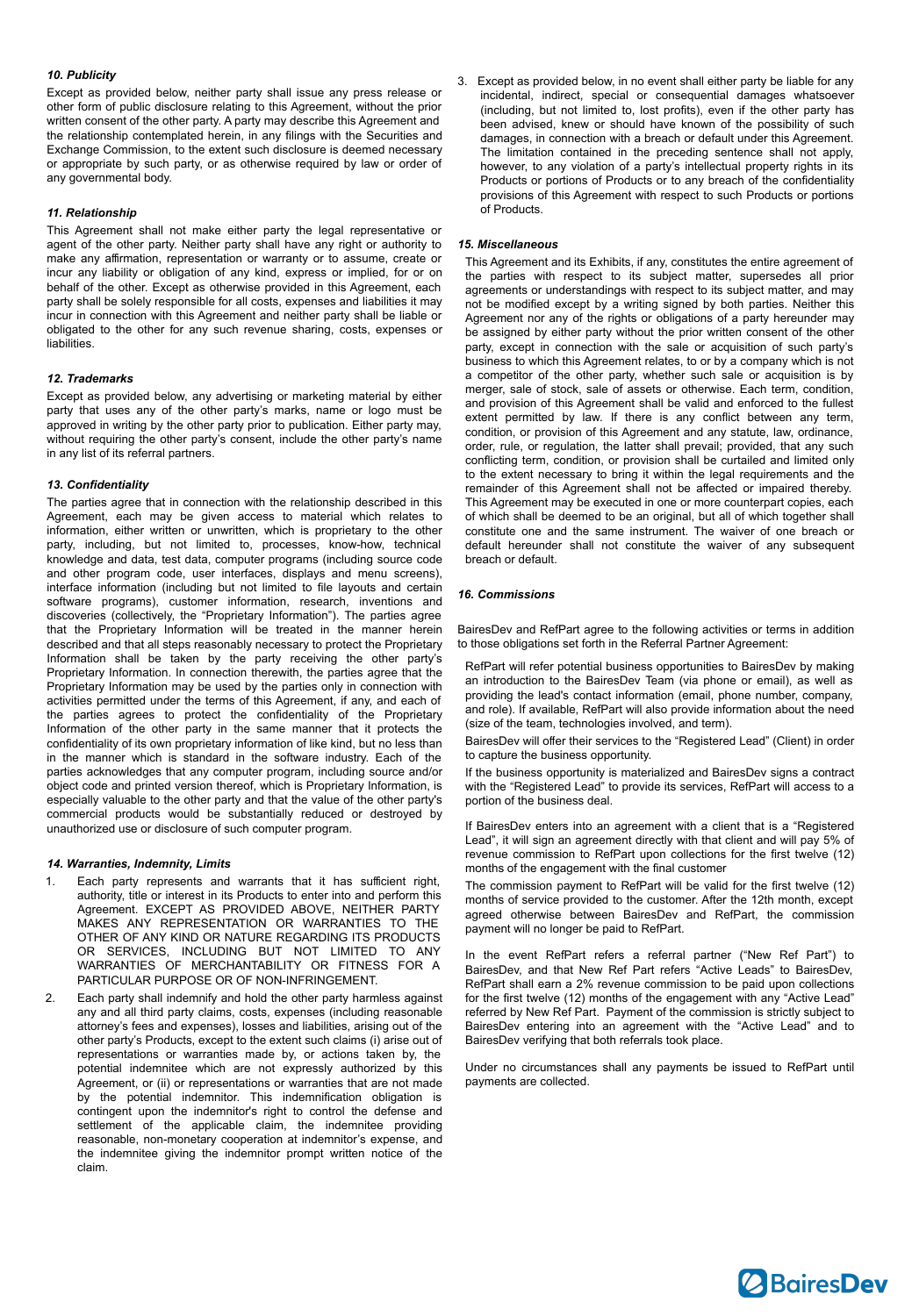### *10. Publicity*

Except as provided below, neither party shall issue any press release or other form of public disclosure relating to this Agreement, without the prior written consent of the other party. A party may describe this Agreement and the relationship contemplated herein, in any filings with the Securities and Exchange Commission, to the extent such disclosure is deemed necessary or appropriate by such party, or as otherwise required by law or order of any governmental body.

### *11. Relationship*

This Agreement shall not make either party the legal representative or agent of the other party. Neither party shall have any right or authority to make any affirmation, representation or warranty or to assume, create or incur any liability or obligation of any kind, express or implied, for or on behalf of the other. Except as otherwise provided in this Agreement, each party shall be solely responsible for all costs, expenses and liabilities it may incur in connection with this Agreement and neither party shall be liable or obligated to the other for any such revenue sharing, costs, expenses or liabilities.

### *12. Trademarks*

Except as provided below, any advertising or marketing material by either party that uses any of the other party's marks, name or logo must be approved in writing by the other party prior to publication. Either party may, without requiring the other party's consent, include the other party's name in any list of its referral partners.

### *13. Confidentiality*

The parties agree that in connection with the relationship described in this Agreement, each may be given access to material which relates to information, either written or unwritten, which is proprietary to the other party, including, but not limited to, processes, know-how, technical knowledge and data, test data, computer programs (including source code and other program code, user interfaces, displays and menu screens), interface information (including but not limited to file layouts and certain software programs), customer information, research, inventions and discoveries (collectively, the "Proprietary Information"). The parties agree that the Proprietary Information will be treated in the manner herein described and that all steps reasonably necessary to protect the Proprietary Information shall be taken by the party receiving the other party's Proprietary Information. In connection therewith, the parties agree that the Proprietary Information may be used by the parties only in connection with activities permitted under the terms of this Agreement, if any, and each of the parties agrees to protect the confidentiality of the Proprietary Information of the other party in the same manner that it protects the confidentiality of its own proprietary information of like kind, but no less than in the manner which is standard in the software industry. Each of the parties acknowledges that any computer program, including source and/or object code and printed version thereof, which is Proprietary Information, is especially valuable to the other party and that the value of the other party's commercial products would be substantially reduced or destroyed by unauthorized use or disclosure of such computer program.

### *14. Warranties, Indemnity, Limits*

1. Each party represents and warrants that it has sufficient right, authority, title or interest in its Products to enter into and perform this Agreement. EXCEPT AS PROVIDED ABOVE, NEITHER PARTY MAKES ANY REPRESENTATION OR WARRANTIES TO THE OTHER OF ANY KIND OR NATURE REGARDING ITS PRODUCTS OR SERVICES, INCLUDING BUT NOT LIMITED TO ANY WARRANTIES OF MERCHANTABILITY OR FITNESS FOR A PARTICULAR PURPOSE OR OF NON-INFRINGEMENT.
2. Each party shall indemnify and hold the other party harmless against any and all third party claims, costs, expenses (including reasonable attorney's fees and expenses), losses and liabilities, arising out of the other party's Products, except to the extent such claims (i) arise out of representations or warranties made by, or actions taken by, the potential indemnitee which are not expressly authorized by this Agreement, or (ii) or representations or warranties that are not made by the potential indemnitor. This indemnification obligation is contingent upon the indemnitor's right to control the defense and settlement of the applicable claim, the indemnitee providing reasonable, non-monetary cooperation at indemnitor's expense, and the indemnitee giving the indemnitor prompt written notice of the claim.
3. Except as provided below, in no event shall either party be liable for any incidental, indirect, special or consequential damages whatsoever (including, but not limited to, lost profits), even if the other party has been advised, knew or should have known of the possibility of such damages, in connection with a breach or default under this Agreement. The limitation contained in the preceding sentence shall not apply, however, to any violation of a party's intellectual property rights in its Products or portions of Products or to any breach of the confidentiality provisions of this Agreement with respect to such Products or portions of Products.

### *15. Miscellaneous*

This Agreement and its Exhibits, if any, constitutes the entire agreement of the parties with respect to its subject matter, supersedes all prior agreements or understandings with respect to its subject matter, and may not be modified except by a writing signed by both parties. Neither this Agreement nor any of the rights or obligations of a party hereunder may be assigned by either party without the prior written consent of the other party, except in connection with the sale or acquisition of such party's business to which this Agreement relates, to or by a company which is not a competitor of the other party, whether such sale or acquisition is by merger, sale of stock, sale of assets or otherwise. Each term, condition, and provision of this Agreement shall be valid and enforced to the fullest extent permitted by law. If there is any conflict between any term, condition, or provision of this Agreement and any statute, law, ordinance, order, rule, or regulation, the latter shall prevail; provided, that any such conflicting term, condition, or provision shall be curtailed and limited only to the extent necessary to bring it within the legal requirements and the remainder of this Agreement shall not be affected or impaired thereby. This Agreement may be executed in one or more counterpart copies, each of which shall be deemed to be an original, but all of which together shall constitute one and the same instrument. The waiver of one breach or default hereunder shall not constitute the waiver of any subsequent breach or default.

### *16. Commissions*

BairesDev and RefPart agree to the following activities or terms in addition to those obligations set forth in the Referral Partner Agreement:

RefPart will refer potential business opportunities to BairesDev by making an introduction to the BairesDev Team (via phone or email), as well as providing the lead's contact information (email, phone number, company, and role). If available, RefPart will also provide information about the need (size of the team, technologies involved, and term).

BairesDev will offer their services to the "Registered Lead" (Client) in order to capture the business opportunity.

If the business opportunity is materialized and BairesDev signs a contract with the "Registered Lead" to provide its services, RefPart will access to a portion of the business deal.

If BairesDev enters into an agreement with a client that is a "Registered Lead", it will sign an agreement directly with that client and will pay 5% of revenue commission to RefPart upon collections for the first twelve (12) months of the engagement with the final customer

The commission payment to RefPart will be valid for the first twelve (12) months of service provided to the customer. After the 12th month, except agreed otherwise between BairesDev and RefPart, the commission payment will no longer be paid to RefPart.

In the event RefPart refers a referral partner ("New Ref Part") to BairesDev, and that New Ref Part refers "Active Leads" to BairesDev, RefPart shall earn a 2% revenue commission to be paid upon collections for the first twelve (12) months of the engagement with any "Active Lead" referred by New Ref Part. Payment of the commission is strictly subject to BairesDev entering into an agreement with the "Active Lead" and to BairesDev verifying that both referrals took place.

Under no circumstances shall any payments be issued to RefPart until payments are collected.